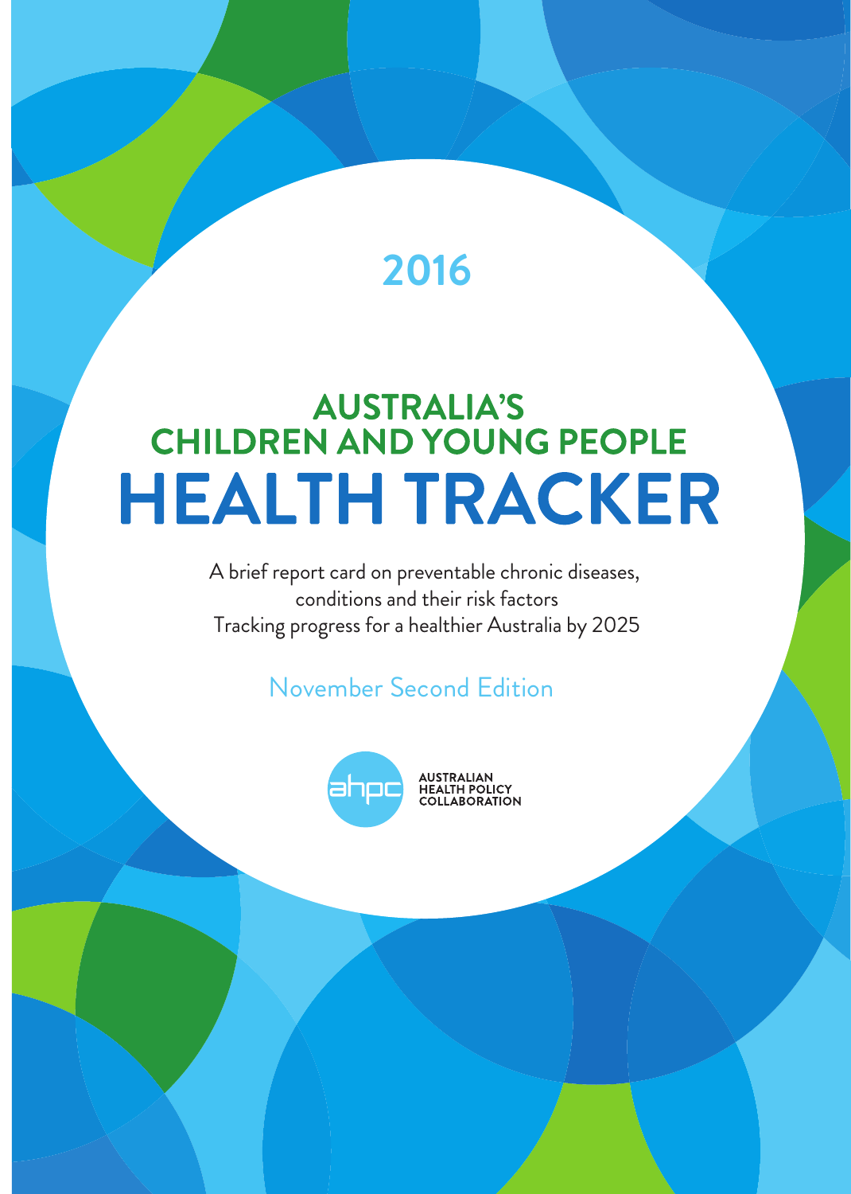2016

# AUSTRALIA'S CHILDREN AND YOUNG PEOPLE HEALTH TRACKER

A brief report card on preventable chronic diseases, conditions and their risk factors

Tracking progress for a healthier Australia by 2025

November Second Edition

ahpc AUSTRALIAN HEALTH POLICY COLLABORATION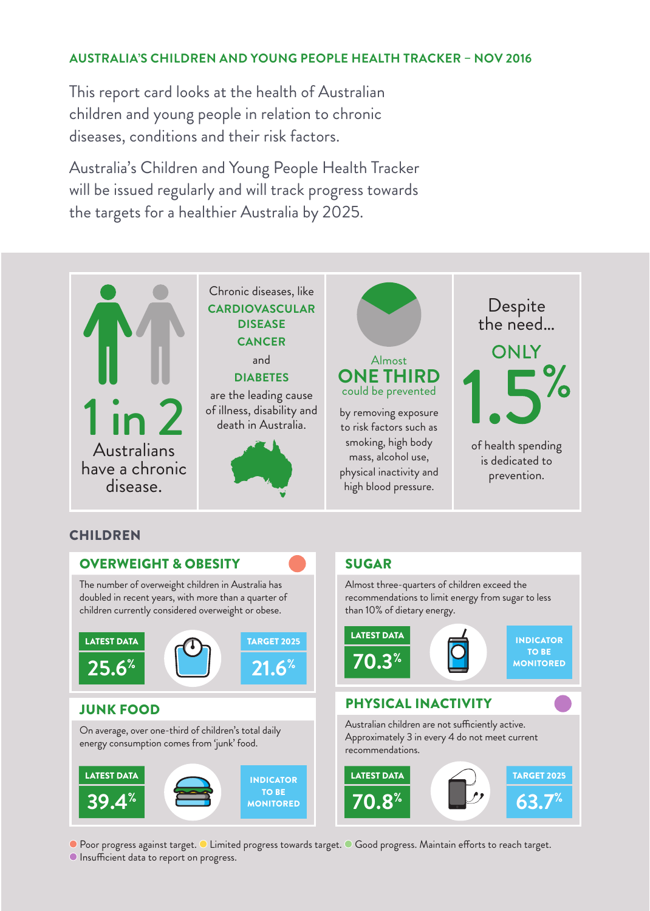## AUSTRALIA'S CHILDREN AND YOUNG PEOPLE HEALTH TRACKER – NOV 2016

This report card looks at the health of Australian children and young people in relation to chronic diseases, conditions and their risk factors.

Australia's Children and Young People Health Tracker will be issued regularly and will track progress towards the targets for a healthier Australia by 2025.

**1 in 2** Australians have a chronic disease.

Chronic diseases, like **CARDIOVASCULAR DISEASE**, **CANCER** and **DIABETES** are the leading cause of illness, disability and death in Australia.

Almost **ONE THIRD** could be prevented by removing exposure to risk factors such as smoking, high body mass, alcohol use, physical inactivity and high blood pressure.

Despite the need... **ONLY 1.5%** of health spending is dedicated to prevention.

## CHILDREN

### OVERWEIGHT & OBESITY

The number of overweight children in Australia has doubled in recent years, with more than a quarter of children currently considered overweight or obese.

| LATEST DATA | TARGET 2025 |
|---|---|
| 25.6% | 21.6% |

### SUGAR

Almost three-quarters of children exceed the recommendations to limit energy from sugar to less than 10% of dietary energy.

| LATEST DATA | |
|---|---|
| 70.3% | INDICATOR TO BE MONITORED |

### JUNK FOOD

On average, over one-third of children's total daily energy consumption comes from 'junk' food.

| LATEST DATA | |
|---|---|
| 39.4% | INDICATOR TO BE MONITORED |

### PHYSICAL INACTIVITY

Australian children are not sufficiently active. Approximately 3 in every 4 do not meet current recommendations.

| LATEST DATA | TARGET 2025 |
|---|---|
| 70.8% | 63.7% |

- Poor progress against target.
- Limited progress towards target.
- Good progress. Maintain efforts to reach target.
- Insufficient data to report on progress.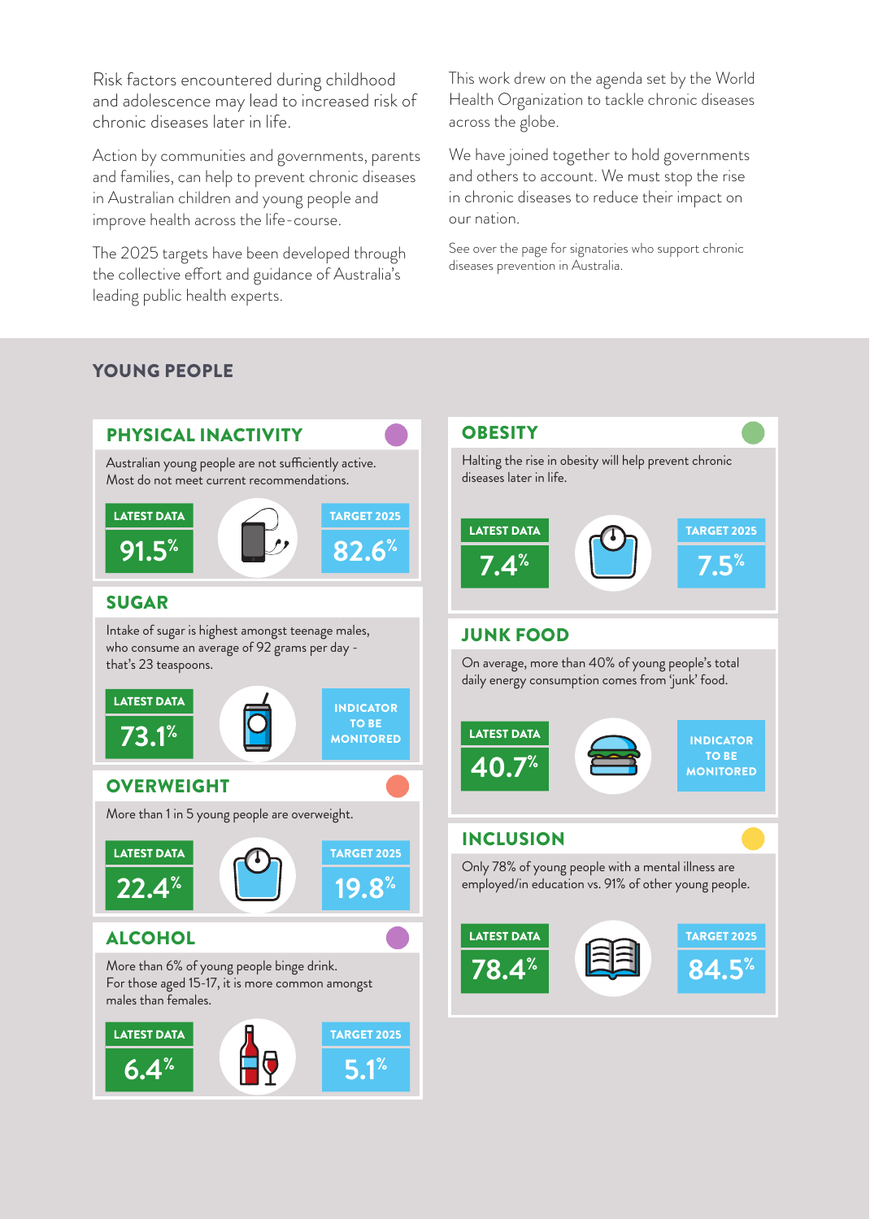Risk factors encountered during childhood and adolescence may lead to increased risk of chronic diseases later in life.

Action by communities and governments, parents and families, can help to prevent chronic diseases in Australian children and young people and improve health across the life-course.

The 2025 targets have been developed through the collective effort and guidance of Australia's leading public health experts.

This work drew on the agenda set by the World Health Organization to tackle chronic diseases across the globe.

We have joined together to hold governments and others to account. We must stop the rise in chronic diseases to reduce their impact on our nation.

See over the page for signatories who support chronic diseases prevention in Australia.

## YOUNG PEOPLE

### PHYSICAL INACTIVITY

Australian young people are not sufficiently active. Most do not meet current recommendations.

| LATEST DATA | TARGET 2025 |
| --- | --- |
| 91.5% | 82.6% |

### SUGAR

Intake of sugar is highest amongst teenage males, who consume an average of 92 grams per day - that's 23 teaspoons.

| LATEST DATA | |
| --- | --- |
| 73.1% | INDICATOR TO BE MONITORED |

### OVERWEIGHT

More than 1 in 5 young people are overweight.

| LATEST DATA | TARGET 2025 |
| --- | --- |
| 22.4% | 19.8% |

### ALCOHOL

More than 6% of young people binge drink. For those aged 15-17, it is more common amongst males than females.

| LATEST DATA | TARGET 2025 |
| --- | --- |
| 6.4% | 5.1% |

### OBESITY

Halting the rise in obesity will help prevent chronic diseases later in life.

| LATEST DATA | TARGET 2025 |
| --- | --- |
| 7.4% | 7.5% |

### JUNK FOOD

On average, more than 40% of young people's total daily energy consumption comes from 'junk' food.

| LATEST DATA | |
| --- | --- |
| 40.7% | INDICATOR TO BE MONITORED |

### INCLUSION

Only 78% of young people with a mental illness are employed/in education vs. 91% of other young people.

| LATEST DATA | TARGET 2025 |
| --- | --- |
| 78.4% | 84.5% |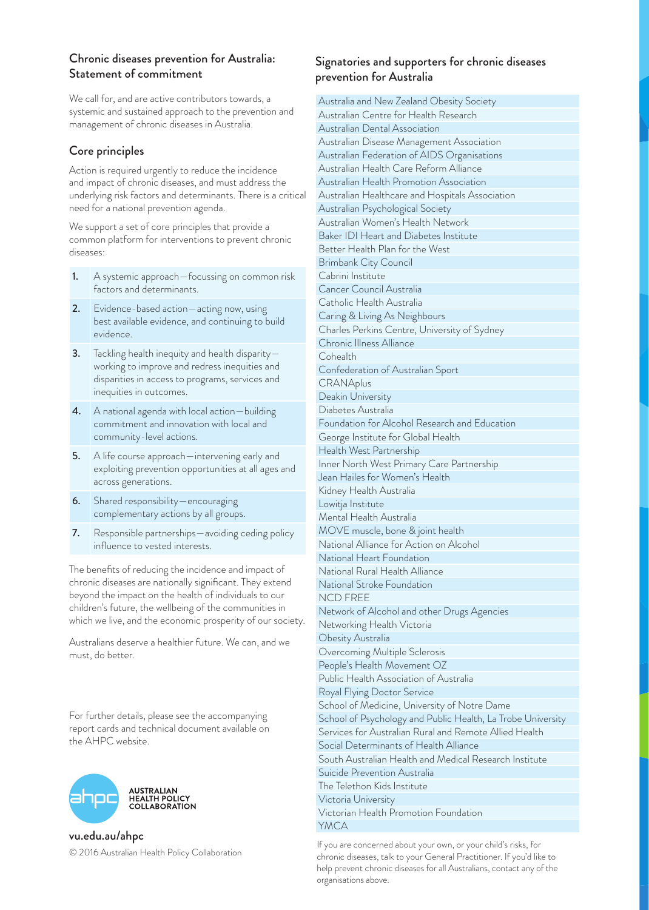## Chronic diseases prevention for Australia: Statement of commitment

We call for, and are active contributors towards, a systemic and sustained approach to the prevention and management of chronic diseases in Australia.

### Core principles

Action is required urgently to reduce the incidence and impact of chronic diseases, and must address the underlying risk factors and determinants. There is a critical need for a national prevention agenda.

We support a set of core principles that provide a common platform for interventions to prevent chronic diseases:

1. A systemic approach—focussing on common risk factors and determinants.
2. Evidence-based action—acting now, using best available evidence, and continuing to build evidence.
3. Tackling health inequity and health disparity—working to improve and redress inequities and disparities in access to programs, services and inequities in outcomes.
4. A national agenda with local action—building commitment and innovation with local and community-level actions.
5. A life course approach—intervening early and exploiting prevention opportunities at all ages and across generations.
6. Shared responsibility—encouraging complementary actions by all groups.
7. Responsible partnerships—avoiding ceding policy influence to vested interests.

The benefits of reducing the incidence and impact of chronic diseases are nationally significant. They extend beyond the impact on the health of individuals to our children's future, the wellbeing of the communities in which we live, and the economic prosperity of our society.

Australians deserve a healthier future. We can, and we must, do better.

For further details, please see the accompanying report cards and technical document available on the AHPC website.

AUSTRALIAN HEALTH POLICY COLLABORATION

**vu.edu.au/ahpc**

© 2016 Australian Health Policy Collaboration

## Signatories and supporters for chronic diseases prevention for Australia

- Australia and New Zealand Obesity Society
- Australian Centre for Health Research
- Australian Dental Association
- Australian Disease Management Association
- Australian Federation of AIDS Organisations
- Australian Health Care Reform Alliance
- Australian Health Promotion Association
- Australian Healthcare and Hospitals Association
- Australian Psychological Society
- Australian Women's Health Network
- Baker IDI Heart and Diabetes Institute
- Better Health Plan for the West
- Brimbank City Council
- Cabrini Institute
- Cancer Council Australia
- Catholic Health Australia
- Caring & Living As Neighbours
- Charles Perkins Centre, University of Sydney
- Chronic Illness Alliance
- Cohealth
- Confederation of Australian Sport
- CRANAplus
- Deakin University
- Diabetes Australia
- Foundation for Alcohol Research and Education
- George Institute for Global Health
- Health West Partnership
- Inner North West Primary Care Partnership
- Jean Hailes for Women's Health
- Kidney Health Australia
- Lowitja Institute
- Mental Health Australia
- MOVE muscle, bone & joint health
- National Alliance for Action on Alcohol
- National Heart Foundation
- National Rural Health Alliance
- National Stroke Foundation
- NCD FREE
- Network of Alcohol and other Drugs Agencies
- Networking Health Victoria
- Obesity Australia
- Overcoming Multiple Sclerosis
- People's Health Movement OZ
- Public Health Association of Australia
- Royal Flying Doctor Service
- School of Medicine, University of Notre Dame
- School of Psychology and Public Health, La Trobe University
- Services for Australian Rural and Remote Allied Health
- Social Determinants of Health Alliance
- South Australian Health and Medical Research Institute
- Suicide Prevention Australia
- The Telethon Kids Institute
- Victoria University
- Victorian Health Promotion Foundation
- YMCA

If you are concerned about your own, or your child's risks, for chronic diseases, talk to your General Practitioner. If you'd like to help prevent chronic diseases for all Australians, contact any of the organisations above.